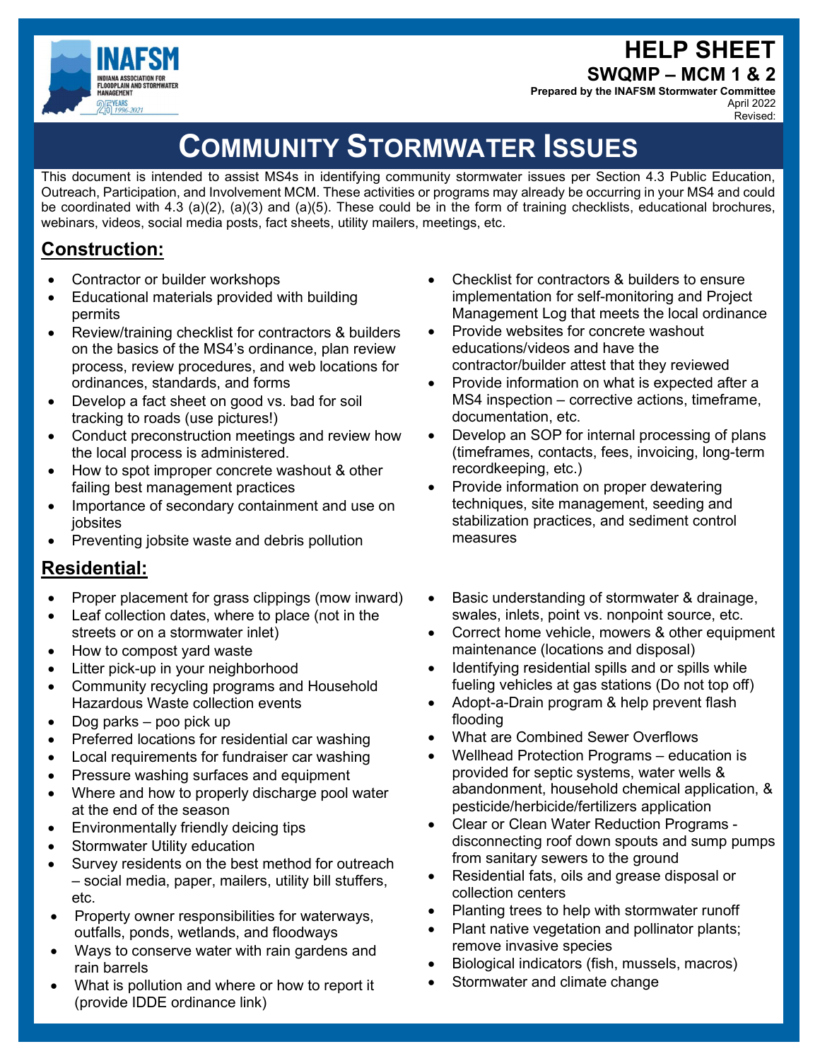# HELP SHEET

## SWQMP – MCM 1 & 2

**Prepared by the INAFSM Stormwater Committee**

April 2022

Revised:

# COMMUNITY STORMWATER ISSUES

This document is intended to assist MS4s in identifying community stormwater issues per Section 4.3 Public Education, Outreach, Participation, and Involvement MCM. These activities or programs may already be occurring in your MS4 and could be coordinated with 4.3 (a)(2), (a)(3) and (a)(5). These could be in the form of training checklists, educational brochures, webinars, videos, social media posts, fact sheets, utility mailers, meetings, etc.

## Construction:

- Contractor or builder workshops
- Educational materials provided with building permits
- Review/training checklist for contractors & builders on the basics of the MS4's ordinance, plan review process, review procedures, and web locations for ordinances, standards, and forms
- Develop a fact sheet on good vs. bad for soil tracking to roads (use pictures!)
- Conduct preconstruction meetings and review how the local process is administered.
- How to spot improper concrete washout & other failing best management practices
- Importance of secondary containment and use on jobsites
- Preventing jobsite waste and debris pollution
- Checklist for contractors & builders to ensure implementation for self-monitoring and Project Management Log that meets the local ordinance
- Provide websites for concrete washout educations/videos and have the contractor/builder attest that they reviewed
- Provide information on what is expected after a MS4 inspection – corrective actions, timeframe, documentation, etc.
- Develop an SOP for internal processing of plans (timeframes, contacts, fees, invoicing, long-term recordkeeping, etc.)
- Provide information on proper dewatering techniques, site management, seeding and stabilization practices, and sediment control measures

## Residential:

- Proper placement for grass clippings (mow inward)
- Leaf collection dates, where to place (not in the streets or on a stormwater inlet)
- How to compost yard waste
- Litter pick-up in your neighborhood
- Community recycling programs and Household Hazardous Waste collection events
- Dog parks – poo pick up
- Preferred locations for residential car washing
- Local requirements for fundraiser car washing
- Pressure washing surfaces and equipment
- Where and how to properly discharge pool water at the end of the season
- Environmentally friendly deicing tips
- Stormwater Utility education
- Survey residents on the best method for outreach – social media, paper, mailers, utility bill stuffers, etc.
- Property owner responsibilities for waterways, outfalls, ponds, wetlands, and floodways
- Ways to conserve water with rain gardens and rain barrels
- What is pollution and where or how to report it (provide IDDE ordinance link)
- Basic understanding of stormwater & drainage, swales, inlets, point vs. nonpoint source, etc.
- Correct home vehicle, mowers & other equipment maintenance (locations and disposal)
- Identifying residential spills and or spills while fueling vehicles at gas stations (Do not top off)
- Adopt-a-Drain program & help prevent flash flooding
- What are Combined Sewer Overflows
- Wellhead Protection Programs – education is provided for septic systems, water wells & abandonment, household chemical application, & pesticide/herbicide/fertilizers application
- Clear or Clean Water Reduction Programs - disconnecting roof down spouts and sump pumps from sanitary sewers to the ground
- Residential fats, oils and grease disposal or collection centers
- Planting trees to help with stormwater runoff
- Plant native vegetation and pollinator plants; remove invasive species
- Biological indicators (fish, mussels, macros)
- Stormwater and climate change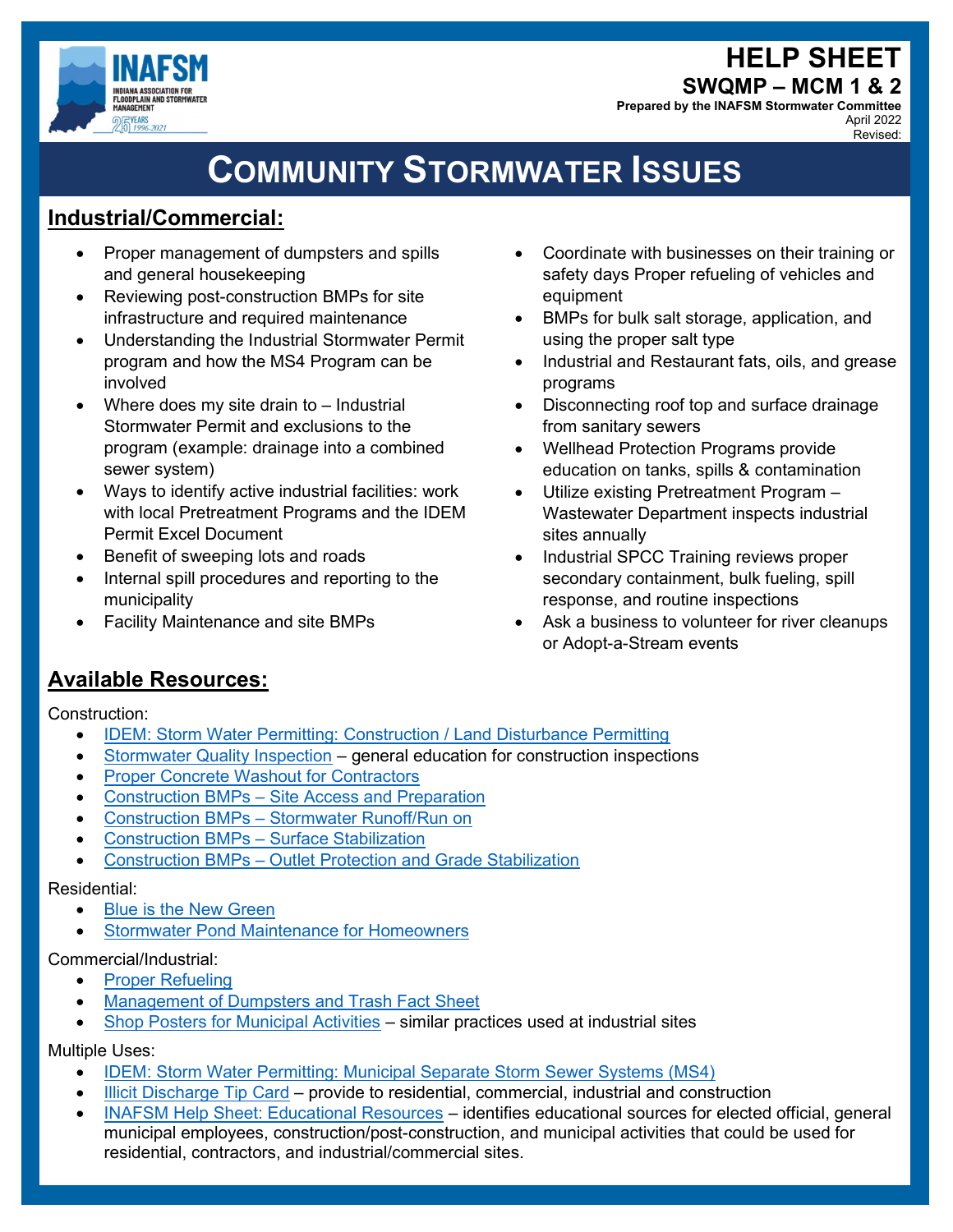# HELP SHEET

## SWQMP – MCM 1 & 2

**Prepared by the INAFSM Stormwater Committee**
April 2022
Revised:

# COMMUNITY STORMWATER ISSUES

## Industrial/Commercial:

- Proper management of dumpsters and spills and general housekeeping
- Reviewing post-construction BMPs for site infrastructure and required maintenance
- Understanding the Industrial Stormwater Permit program and how the MS4 Program can be involved
- Where does my site drain to – Industrial Stormwater Permit and exclusions to the program (example: drainage into a combined sewer system)
- Ways to identify active industrial facilities: work with local Pretreatment Programs and the IDEM Permit Excel Document
- Benefit of sweeping lots and roads
- Internal spill procedures and reporting to the municipality
- Facility Maintenance and site BMPs
- Coordinate with businesses on their training or safety days Proper refueling of vehicles and equipment
- BMPs for bulk salt storage, application, and using the proper salt type
- Industrial and Restaurant fats, oils, and grease programs
- Disconnecting roof top and surface drainage from sanitary sewers
- Wellhead Protection Programs provide education on tanks, spills & contamination
- Utilize existing Pretreatment Program – Wastewater Department inspects industrial sites annually
- Industrial SPCC Training reviews proper secondary containment, bulk fueling, spill response, and routine inspections
- Ask a business to volunteer for river cleanups or Adopt-a-Stream events

## Available Resources:

Construction:

- IDEM: Storm Water Permitting: Construction / Land Disturbance Permitting
- Stormwater Quality Inspection – general education for construction inspections
- Proper Concrete Washout for Contractors
- Construction BMPs – Site Access and Preparation
- Construction BMPs – Stormwater Runoff/Run on
- Construction BMPs – Surface Stabilization
- Construction BMPs – Outlet Protection and Grade Stabilization

Residential:

- Blue is the New Green
- Stormwater Pond Maintenance for Homeowners

Commercial/Industrial:

- Proper Refueling
- Management of Dumpsters and Trash Fact Sheet
- Shop Posters for Municipal Activities – similar practices used at industrial sites

Multiple Uses:

- IDEM: Storm Water Permitting: Municipal Separate Storm Sewer Systems (MS4)
- Illicit Discharge Tip Card – provide to residential, commercial, industrial and construction
- INAFSM Help Sheet: Educational Resources – identifies educational sources for elected official, general municipal employees, construction/post-construction, and municipal activities that could be used for residential, contractors, and industrial/commercial sites.